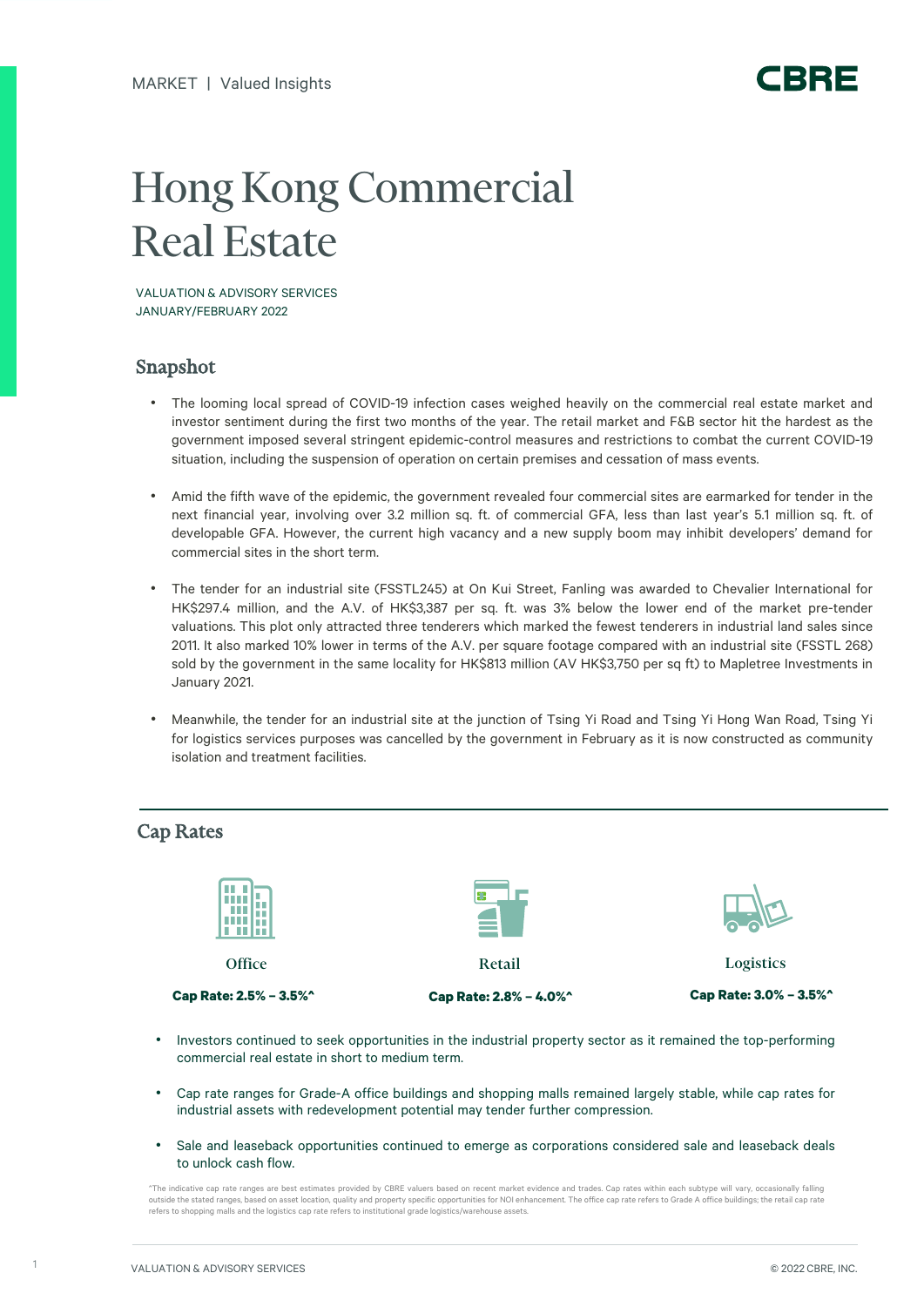MARKET | Valued Insights

CBRE

# Hong Kong Commercial Real Estate

VALUATION & ADVISORY SERVICES
JANUARY/FEBRUARY 2022

## Snapshot

- The looming local spread of COVID-19 infection cases weighed heavily on the commercial real estate market and investor sentiment during the first two months of the year. The retail market and F&B sector hit the hardest as the government imposed several stringent epidemic-control measures and restrictions to combat the current COVID-19 situation, including the suspension of operation on certain premises and cessation of mass events.

- Amid the fifth wave of the epidemic, the government revealed four commercial sites are earmarked for tender in the next financial year, involving over 3.2 million sq. ft. of commercial GFA, less than last year's 5.1 million sq. ft. of developable GFA. However, the current high vacancy and a new supply boom may inhibit developers' demand for commercial sites in the short term.

- The tender for an industrial site (FSSTL245) at On Kui Street, Fanling was awarded to Chevalier International for HK$297.4 million, and the A.V. of HK$3,387 per sq. ft. was 3% below the lower end of the market pre-tender valuations. This plot only attracted three tenderers which marked the fewest tenderers in industrial land sales since 2011. It also marked 10% lower in terms of the A.V. per square footage compared with an industrial site (FSSTL 268) sold by the government in the same locality for HK$813 million (AV HK$3,750 per sq ft) to Mapletree Investments in January 2021.

- Meanwhile, the tender for an industrial site at the junction of Tsing Yi Road and Tsing Yi Hong Wan Road, Tsing Yi for logistics services purposes was cancelled by the government in February as it is now constructed as community isolation and treatment facilities.

## Cap Rates

| Office | Retail | Logistics |
| --- | --- | --- |
| **Cap Rate: 2.5% – 3.5%^** | **Cap Rate: 2.8% – 4.0%^** | **Cap Rate: 3.0% – 3.5%^** |

- Investors continued to seek opportunities in the industrial property sector as it remained the top-performing commercial real estate in short to medium term.

- Cap rate ranges for Grade-A office buildings and shopping malls remained largely stable, while cap rates for industrial assets with redevelopment potential may tender further compression.

- Sale and leaseback opportunities continued to emerge as corporations considered sale and leaseback deals to unlock cash flow.

^The indicative cap rate ranges are best estimates provided by CBRE valuers based on recent market evidence and trades. Cap rates within each subtype will vary, occasionally falling outside the stated ranges, based on asset location, quality and property specific opportunities for NOI enhancement. The office cap rate refers to Grade A office buildings; the retail cap rate refers to shopping malls and the logistics cap rate refers to institutional grade logistics/warehouse assets.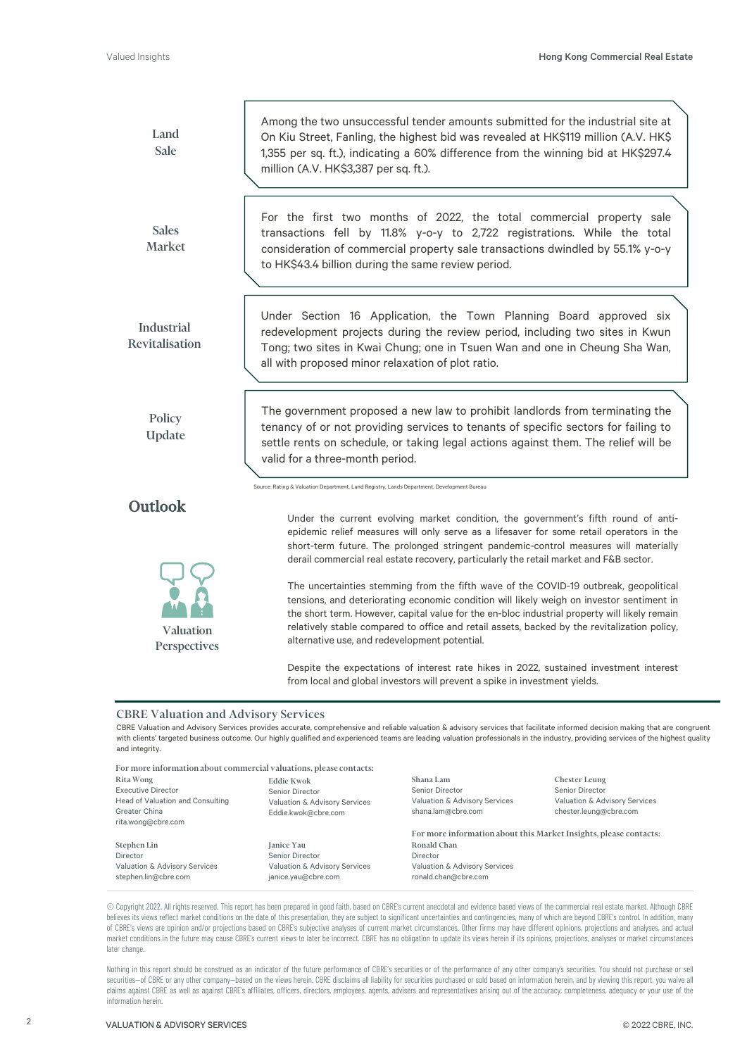**Land Sale**

Among the two unsuccessful tender amounts submitted for the industrial site at On Kiu Street, Fanling, the highest bid was revealed at HK$119 million (A.V. HK$ 1,355 per sq. ft.), indicating a 60% difference from the winning bid at HK$297.4 million (A.V. HK$3,387 per sq. ft.).

**Sales Market**

For the first two months of 2022, the total commercial property sale transactions fell by 11.8% y-o-y to 2,722 registrations. While the total consideration of commercial property sale transactions dwindled by 55.1% y-o-y to HK$43.4 billion during the same review period.

**Industrial Revitalisation**

Under Section 16 Application, the Town Planning Board approved six redevelopment projects during the review period, including two sites in Kwun Tong; two sites in Kwai Chung; one in Tsuen Wan and one in Cheung Sha Wan, all with proposed minor relaxation of plot ratio.

**Policy Update**

The government proposed a new law to prohibit landlords from terminating the tenancy of or not providing services to tenants of specific sectors for failing to settle rents on schedule, or taking legal actions against them. The relief will be valid for a three-month period.

Source: Rating & Valuation Department, Land Registry, Lands Department, Development Bureau

## Outlook

Valuation Perspectives

Under the current evolving market condition, the government's fifth round of anti-epidemic relief measures will only serve as a lifesaver for some retail operators in the short-term future. The prolonged stringent pandemic-control measures will materially derail commercial real estate recovery, particularly the retail market and F&B sector.

The uncertainties stemming from the fifth wave of the COVID-19 outbreak, geopolitical tensions, and deteriorating economic condition will likely weigh on investor sentiment in the short term. However, capital value for the en-bloc industrial property will likely remain relatively stable compared to office and retail assets, backed by the revitalization policy, alternative use, and redevelopment potential.

Despite the expectations of interest rate hikes in 2022, sustained investment interest from local and global investors will prevent a spike in investment yields.

## CBRE Valuation and Advisory Services

CBRE Valuation and Advisory Services provides accurate, comprehensive and reliable valuation & advisory services that facilitate informed decision making that are congruent with clients' targeted business outcome. Our highly qualified and experienced teams are leading valuation professionals in the industry, providing services of the highest quality and integrity.

**For more information about commercial valuations, please contacts:**

Rita Wong
Executive Director
Head of Valuation and Consulting
Greater China
rita.wong@cbre.com

Eddie Kwok
Senior Director
Valuation & Advisory Services
Eddie.kwok@cbre.com

Shana Lam
Senior Director
Valuation & Advisory Services
shana.lam@cbre.com

Chester Leung
Senior Director
Valuation & Advisory Services
chester.leung@cbre.com

Stephen Lin
Director
Valuation & Advisory Services
stephen.lin@cbre.com

Janice Yau
Senior Director
Valuation & Advisory Services
janice.yau@cbre.com

**For more information about this Market Insights, please contacts:**

Ronald Chan
Director
Valuation & Advisory Services
ronald.chan@cbre.com

© Copyright 2022. All rights reserved. This report has been prepared in good faith, based on CBRE's current anecdotal and evidence based views of the commercial real estate market. Although CBRE believes its views reflect market conditions on the date of this presentation, they are subject to significant uncertainties and contingencies, many of which are beyond CBRE's control. In addition, many of CBRE's views are opinion and/or projections based on CBRE's subjective analyses of current market circumstances. Other firms may have different opinions, projections and analyses, and actual market conditions in the future may cause CBRE's current views to later be incorrect. CBRE has no obligation to update its views herein if its opinions, projections, analyses or market circumstances later change.

Nothing in this report should be construed as an indicator of the future performance of CBRE's securities or of the performance of any other company's securities. You should not purchase or sell securities—of CBRE or any other company—based on the views herein. CBRE disclaims all liability for securities purchased or sold based on information herein, and by viewing this report, you waive all claims against CBRE as well as against CBRE's affiliates, officers, directors, employees, agents, advisers and representatives arising out of the accuracy, completeness, adequacy or your use of the information herein.